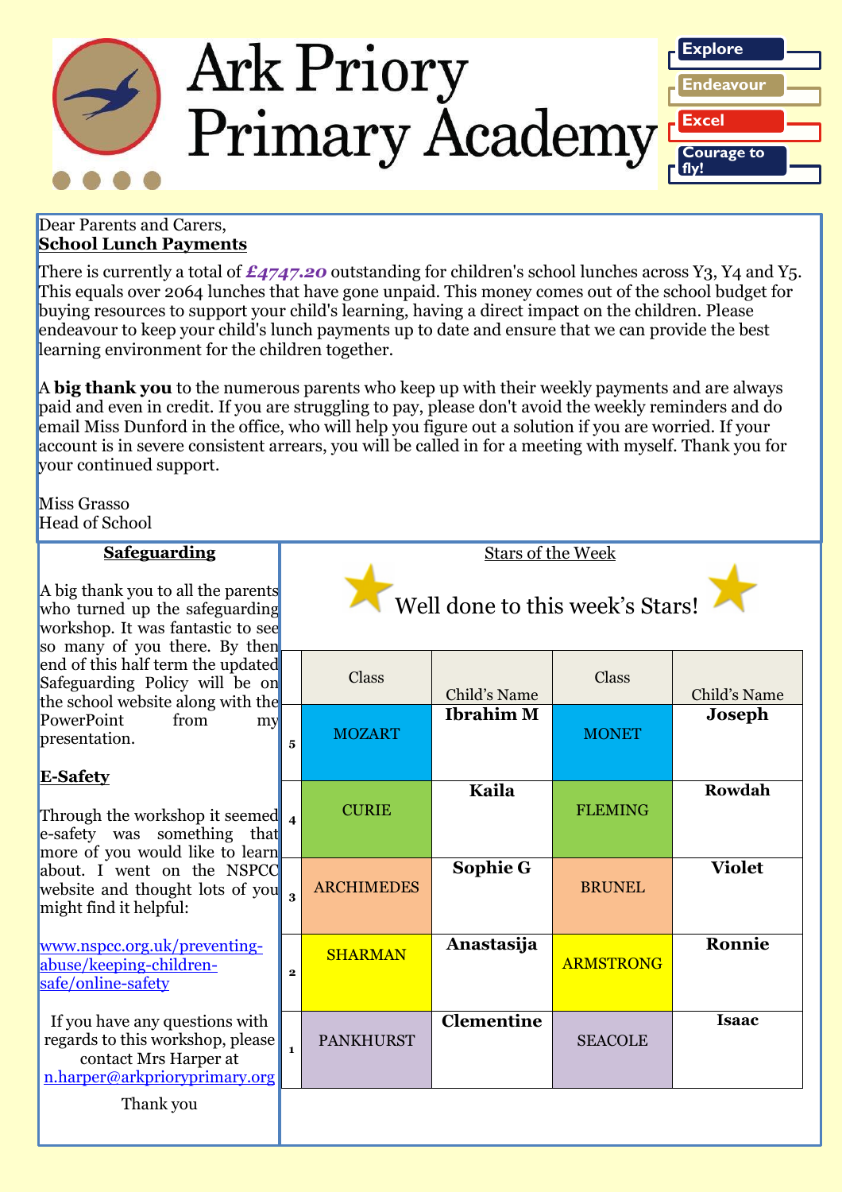# Ark Priory Primary Academy

Explore

Endeavour

Excel

Courage to fly!

Dear Parents and Carers,

**School Lunch Payments**

There is currently a total of ***£4747.20*** outstanding for children's school lunches across Y3, Y4 and Y5. This equals over 2064 lunches that have gone unpaid. This money comes out of the school budget for buying resources to support your child's learning, having a direct impact on the children. Please endeavour to keep your child's lunch payments up to date and ensure that we can provide the best learning environment for the children together.

A **big thank you** to the numerous parents who keep up with their weekly payments and are always paid and even in credit. If you are struggling to pay, please don't avoid the weekly reminders and do email Miss Dunford in the office, who will help you figure out a solution if you are worried. If your account is in severe consistent arrears, you will be called in for a meeting with myself. Thank you for your continued support.

Miss Grasso
Head of School

**Safeguarding**

A big thank you to all the parents who turned up the safeguarding workshop. It was fantastic to see so many of you there. By then end of this half term the updated Safeguarding Policy will be on the school website along with the PowerPoint from my presentation.

**E-Safety**

Through the workshop it seemed e-safety was something that more of you would like to learn about. I went on the NSPCC website and thought lots of you might find it helpful:

www.nspcc.org.uk/preventing-abuse/keeping-children-safe/online-safety

If you have any questions with regards to this workshop, please contact Mrs Harper at n.harper@arkprioryprimary.org

Thank you

**Stars of the Week**

Well done to this week's Stars!

| | Class | Child's Name | Class | Child's Name |
|---|---|---|---|---|
| 5 | MOZART | **Ibrahim M** | MONET | **Joseph** |
| 4 | CURIE | **Kaila** | FLEMING | **Rowdah** |
| 3 | ARCHIMEDES | **Sophie G** | BRUNEL | **Violet** |
| 2 | SHARMAN | **Anastasija** | ARMSTRONG | **Ronnie** |
| 1 | PANKHURST | **Clementine** | SEACOLE | **Isaac** |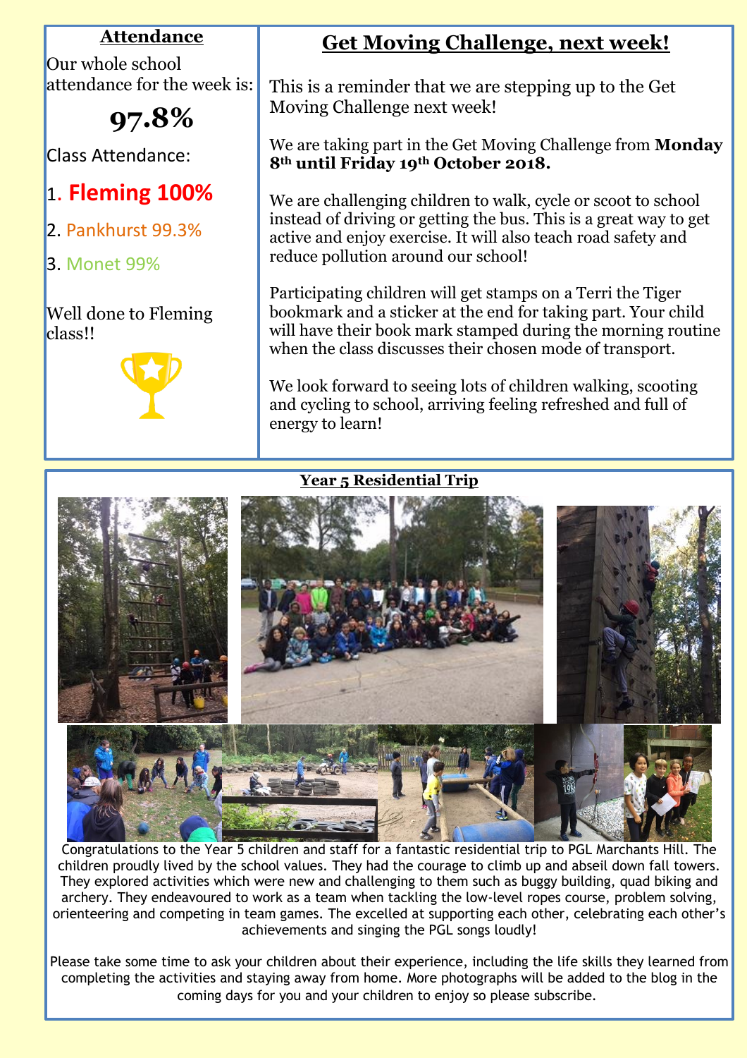## Attendance

Our whole school attendance for the week is:

**97.8%**

Class Attendance:

1. **Fleming 100%**
2. Pankhurst 99.3%
3. Monet 99%

Well done to Fleming class!!

## Get Moving Challenge, next week!

This is a reminder that we are stepping up to the Get Moving Challenge next week!

We are taking part in the Get Moving Challenge from **Monday 8th until Friday 19th October 2018.**

We are challenging children to walk, cycle or scoot to school instead of driving or getting the bus. This is a great way to get active and enjoy exercise. It will also teach road safety and reduce pollution around our school!

Participating children will get stamps on a Terri the Tiger bookmark and a sticker at the end for taking part. Your child will have their book mark stamped during the morning routine when the class discusses their chosen mode of transport.

We look forward to seeing lots of children walking, scooting and cycling to school, arriving feeling refreshed and full of energy to learn!

## Year 5 Residential Trip

Congratulations to the Year 5 children and staff for a fantastic residential trip to PGL Marchants Hill. The children proudly lived by the school values. They had the courage to climb up and abseil down fall towers. They explored activities which were new and challenging to them such as buggy building, quad biking and archery. They endeavoured to work as a team when tackling the low-level ropes course, problem solving, orienteering and competing in team games. The excelled at supporting each other, celebrating each other's achievements and singing the PGL songs loudly!

Please take some time to ask your children about their experience, including the life skills they learned from completing the activities and staying away from home. More photographs will be added to the blog in the coming days for you and your children to enjoy so please subscribe.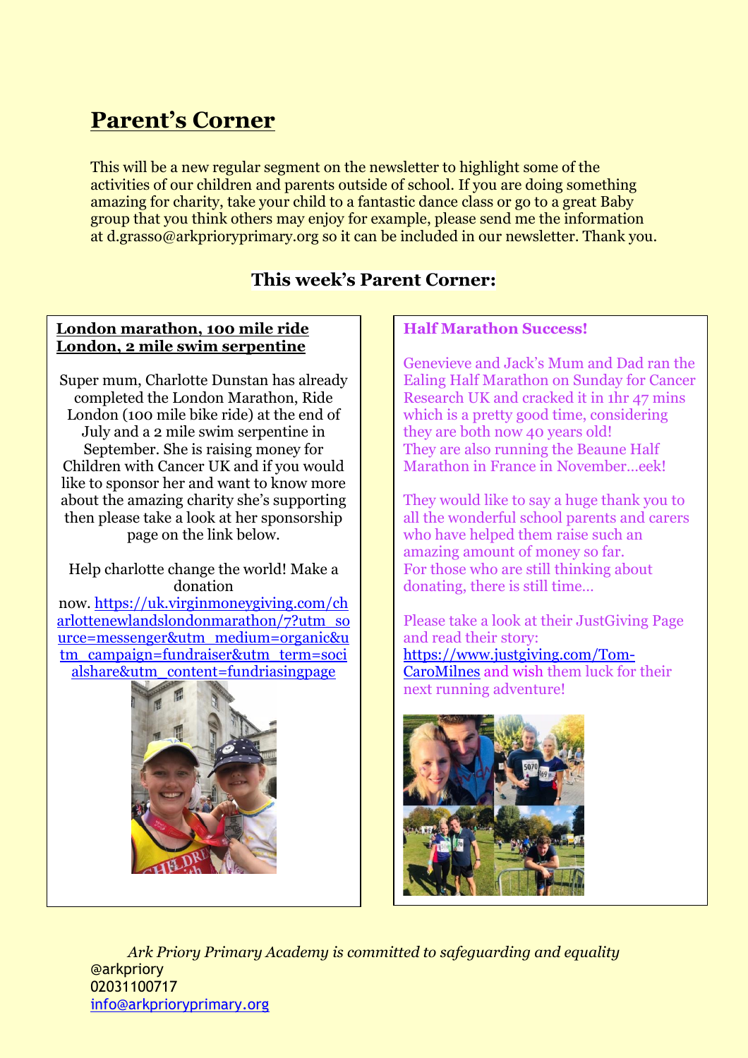# Parent's Corner

This will be a new regular segment on the newsletter to highlight some of the activities of our children and parents outside of school. If you are doing something amazing for charity, take your child to a fantastic dance class or go to a great Baby group that you think others may enjoy for example, please send me the information at d.grasso@arkprioryprimary.org so it can be included in our newsletter. Thank you.

## This week's Parent Corner:

### London marathon, 100 mile ride London, 2 mile swim serpentine

Super mum, Charlotte Dunstan has already completed the London Marathon, Ride London (100 mile bike ride) at the end of July and a 2 mile swim serpentine in September. She is raising money for Children with Cancer UK and if you would like to sponsor her and want to know more about the amazing charity she's supporting then please take a look at her sponsorship page on the link below.

Help charlotte change the world! Make a donation now. https://uk.virginmoneygiving.com/charlottenewlandslondonmarathon/?utm_source=messenger&utm_medium=organic&utm_campaign=fundraiser&utm_term=socialshare&utm_content=fundriasingpage

### Half Marathon Success!

Genevieve and Jack's Mum and Dad ran the Ealing Half Marathon on Sunday for Cancer Research UK and cracked it in 1hr 47 mins which is a pretty good time, considering they are both now 40 years old! They are also running the Beaune Half Marathon in France in November…eek!

They would like to say a huge thank you to all the wonderful school parents and carers who have helped them raise such an amazing amount of money so far. For those who are still thinking about donating, there is still time…

Please take a look at their JustGiving Page and read their story: https://www.justgiving.com/Tom-CaroMilnes and wish them luck for their next running adventure!

*Ark Priory Primary Academy is committed to safeguarding and equality*

@arkpriory
02031100717
info@arkprioryprimary.org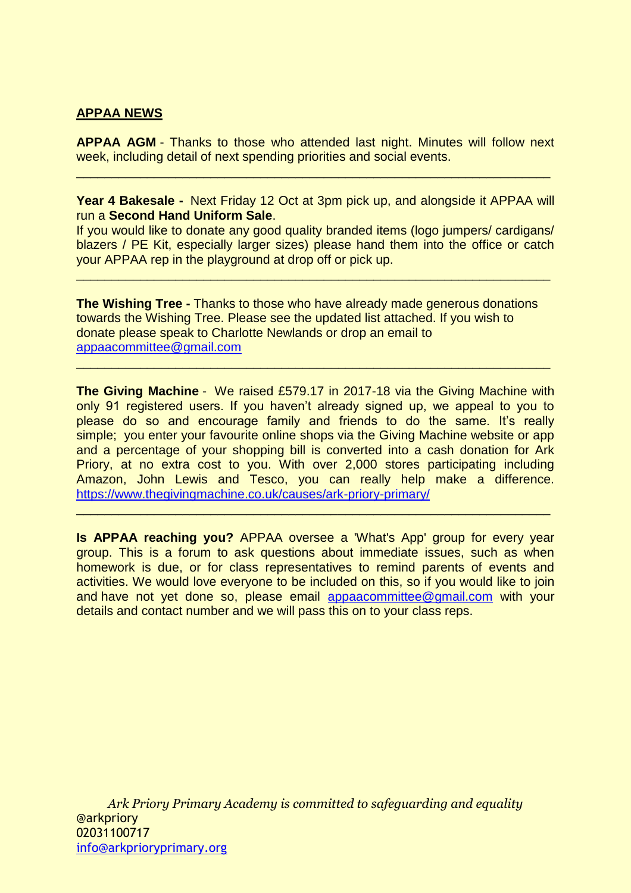**APPAA NEWS**

**APPAA AGM** - Thanks to those who attended last night. Minutes will follow next week, including detail of next spending priorities and social events.

---

**Year 4 Bakesale -** Next Friday 12 Oct at 3pm pick up, and alongside it APPAA will run a **Second Hand Uniform Sale**.

If you would like to donate any good quality branded items (logo jumpers/ cardigans/ blazers / PE Kit, especially larger sizes) please hand them into the office or catch your APPAA rep in the playground at drop off or pick up.

---

**The Wishing Tree -** Thanks to those who have already made generous donations towards the Wishing Tree. Please see the updated list attached. If you wish to donate please speak to Charlotte Newlands or drop an email to appaacommittee@gmail.com

---

**The Giving Machine** - We raised £579.17 in 2017-18 via the Giving Machine with only 91 registered users. If you haven't already signed up, we appeal to you to please do so and encourage family and friends to do the same. It's really simple; you enter your favourite online shops via the Giving Machine website or app and a percentage of your shopping bill is converted into a cash donation for Ark Priory, at no extra cost to you. With over 2,000 stores participating including Amazon, John Lewis and Tesco, you can really help make a difference. https://www.thegivingmachine.co.uk/causes/ark-priory-primary/

---

**Is APPAA reaching you?** APPAA oversee a 'What's App' group for every year group. This is a forum to ask questions about immediate issues, such as when homework is due, or for class representatives to remind parents of events and activities. We would love everyone to be included on this, so if you would like to join and have not yet done so, please email appaacommittee@gmail.com with your details and contact number and we will pass this on to your class reps.

*Ark Priory Primary Academy is committed to safeguarding and equality*

@arkpriory
02031100717
info@arkprioryprimary.org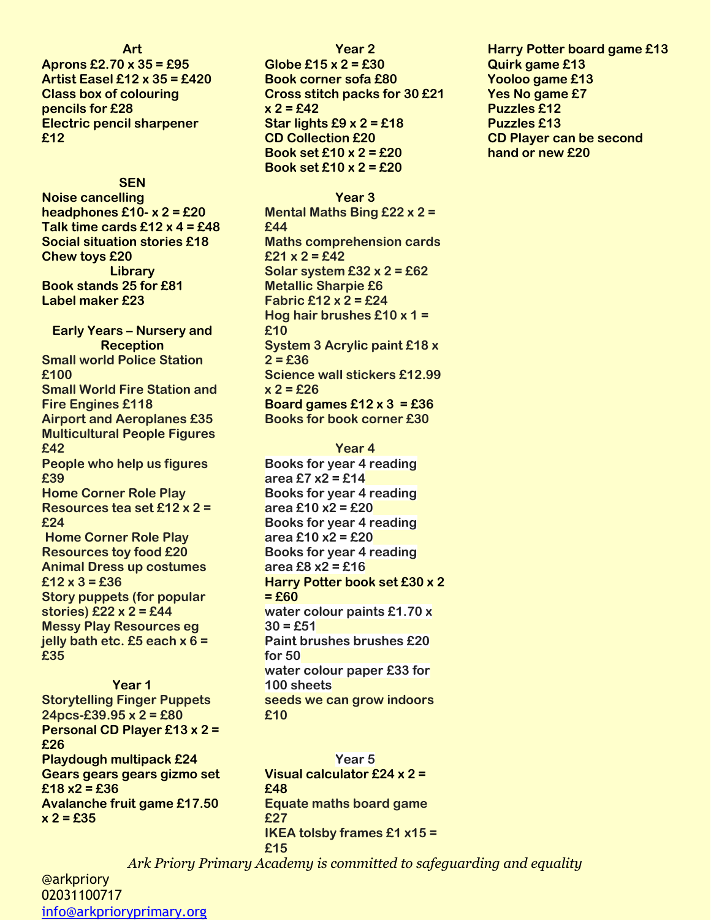## Art

Aprons £2.70 x 35 = £95
Artist Easel £12 x 35 = £420
Class box of colouring pencils for £28
Electric pencil sharpener £12

## SEN

Noise cancelling headphones £10- x 2 = £20
Talk time cards £12 x 4 = £48
Social situation stories £18
Chew toys £20

## Library

Book stands 25 for £81
Label maker £23

## Early Years – Nursery and Reception

Small world Police Station £100
Small World Fire Station and Fire Engines £118
Airport and Aeroplanes £35
Multicultural People Figures £42
People who help us figures £39
Home Corner Role Play Resources tea set £12 x 2 = £24
Home Corner Role Play Resources toy food £20
Animal Dress up costumes £12 x 3 = £36
Story puppets (for popular stories) £22 x 2 = £44
Messy Play Resources eg jelly bath etc. £5 each x 6 = £35

## Year 1

Storytelling Finger Puppets 24pcs-£39.95 x 2 = £80
Personal CD Player £13 x 2 = £26
Playdough multipack £24
Gears gears gears gizmo set £18 x2 = £36
Avalanche fruit game £17.50 x 2 = £35

## Year 2

Globe £15 x 2 = £30
Book corner sofa £80
Cross stitch packs for 30 £21 x 2 = £42
Star lights £9 x 2 = £18
CD Collection £20
Book set £10 x 2 = £20
Book set £10 x 2 = £20

## Year 3

Mental Maths Bing £22 x 2 = £44
Maths comprehension cards £21 x 2 = £42
Solar system £32 x 2 = £62
Metallic Sharpie £6
Fabric £12 x 2 = £24
Hog hair brushes £10 x 1 = £10
System 3 Acrylic paint £18 x 2 = £36
Science wall stickers £12.99 x 2 = £26
Board games £12 x 3 = £36
Books for book corner £30

## Year 4

Books for year 4 reading area £7 x2 = £14
Books for year 4 reading area £10 x2 = £20
Books for year 4 reading area £10 x2 = £20
Books for year 4 reading area £8 x2 = £16
Harry Potter book set £30 x 2 = £60
water colour paints £1.70 x 30 = £51
Paint brushes brushes £20 for 50
water colour paper £33 for 100 sheets
seeds we can grow indoors £10

## Year 5

Visual calculator £24 x 2 = £48
Equate maths board game £27
IKEA tolsby frames £1 x15 = £15
Harry Potter board game £13
Quirk game £13
Yooloo game £13
Yes No game £7
Puzzles £12
Puzzles £13
CD Player can be second hand or new £20

*Ark Priory Primary Academy is committed to safeguarding and equality*

@arkpriory
02031100717
info@arkprioryprimary.org